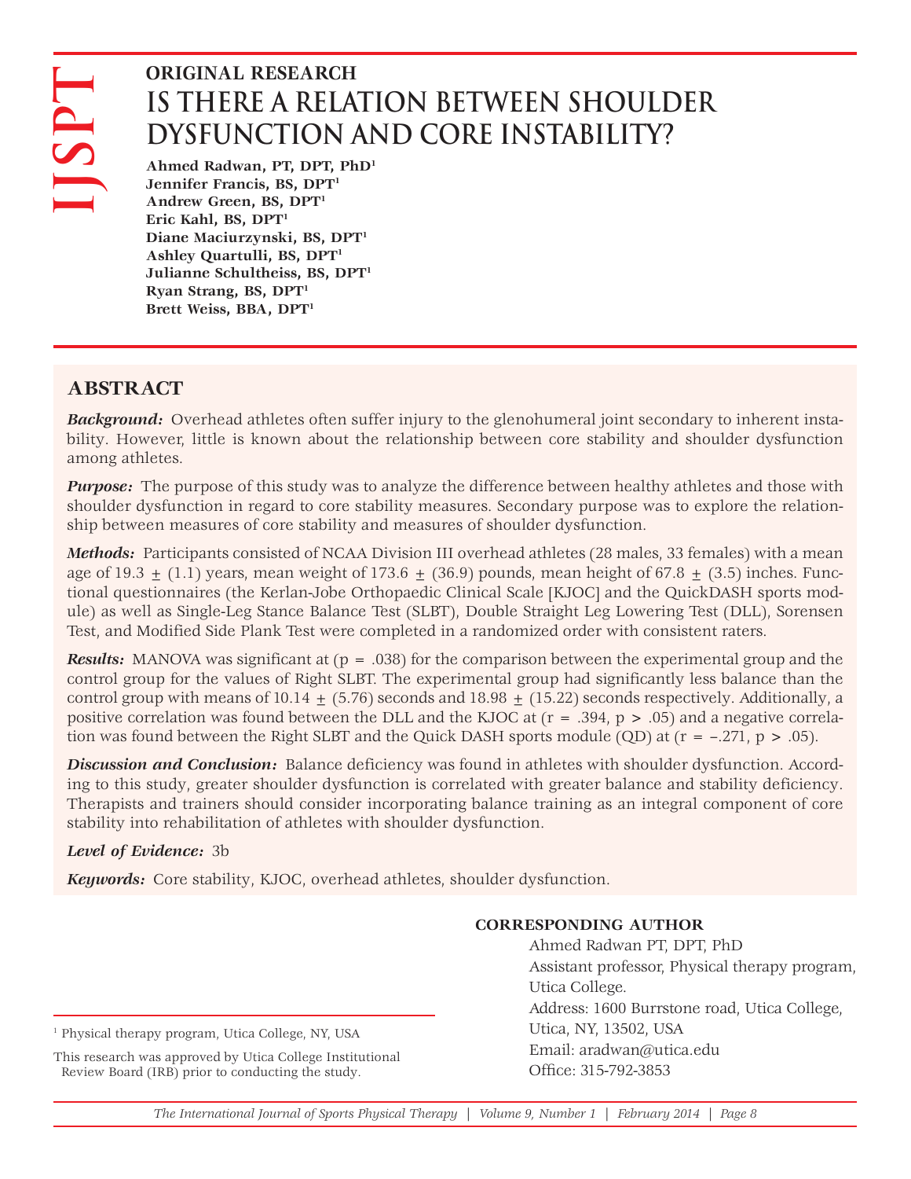ORIGINAL RESEARCH

# IS THERE A RELATION BETWEEN SHOULDER DYSFUNCTION AND CORE INSTABILITY?

**Ahmed Radwan, PT, DPT, PhD[1]**
**Jennifer Francis, BS, DPT[1]**
**Andrew Green, BS, DPT[1]**
**Eric Kahl, BS, DPT[1]**
**Diane Maciurzynski, BS, DPT[1]**
**Ashley Quartulli, BS, DPT[1]**
**Julianne Schultheiss, BS, DPT[1]**
**Ryan Strang, BS, DPT[1]**
**Brett Weiss, BBA, DPT[1]**

## ABSTRACT

***Background:*** Overhead athletes often suffer injury to the glenohumeral joint secondary to inherent instability. However, little is known about the relationship between core stability and shoulder dysfunction among athletes.

***Purpose:*** The purpose of this study was to analyze the difference between healthy athletes and those with shoulder dysfunction in regard to core stability measures. Secondary purpose was to explore the relationship between measures of core stability and measures of shoulder dysfunction.

***Methods:*** Participants consisted of NCAA Division III overhead athletes (28 males, 33 females) with a mean age of 19.3 $\pm$ (1.1) years, mean weight of 173.6 $\pm$ (36.9) pounds, mean height of 67.8 $\pm$ (3.5) inches. Functional questionnaires (the Kerlan-Jobe Orthopaedic Clinical Scale [KJOC] and the QuickDASH sports module) as well as Single-Leg Stance Balance Test (SLBT), Double Straight Leg Lowering Test (DLL), Sorensen Test, and Modified Side Plank Test were completed in a randomized order with consistent raters.

***Results:*** MANOVA was significant at ($p = .038$) for the comparison between the experimental group and the control group for the values of Right SLBT. The experimental group had significantly less balance than the control group with means of 10.14 $\pm$ (5.76) seconds and 18.98 $\pm$ (15.22) seconds respectively. Additionally, a positive correlation was found between the DLL and the KJOC at ($r = .394$, $p > .05$) and a negative correlation was found between the Right SLBT and the Quick DASH sports module (QD) at ($r = -.271$, $p > .05$).

***Discussion and Conclusion:*** Balance deficiency was found in athletes with shoulder dysfunction. According to this study, greater shoulder dysfunction is correlated with greater balance and stability deficiency. Therapists and trainers should consider incorporating balance training as an integral component of core stability into rehabilitation of athletes with shoulder dysfunction.

***Level of Evidence:*** 3b

***Keywords:*** Core stability, KJOC, overhead athletes, shoulder dysfunction.

[1] Physical therapy program, Utica College, NY, USA

This research was approved by Utica College Institutional Review Board (IRB) prior to conducting the study.

**CORRESPONDING AUTHOR**

Ahmed Radwan PT, DPT, PhD
Assistant professor, Physical therapy program, Utica College.
Address: 1600 Burrstone road, Utica College, Utica, NY, 13502, USA
Email: aradwan@utica.edu
Office: 315-792-3853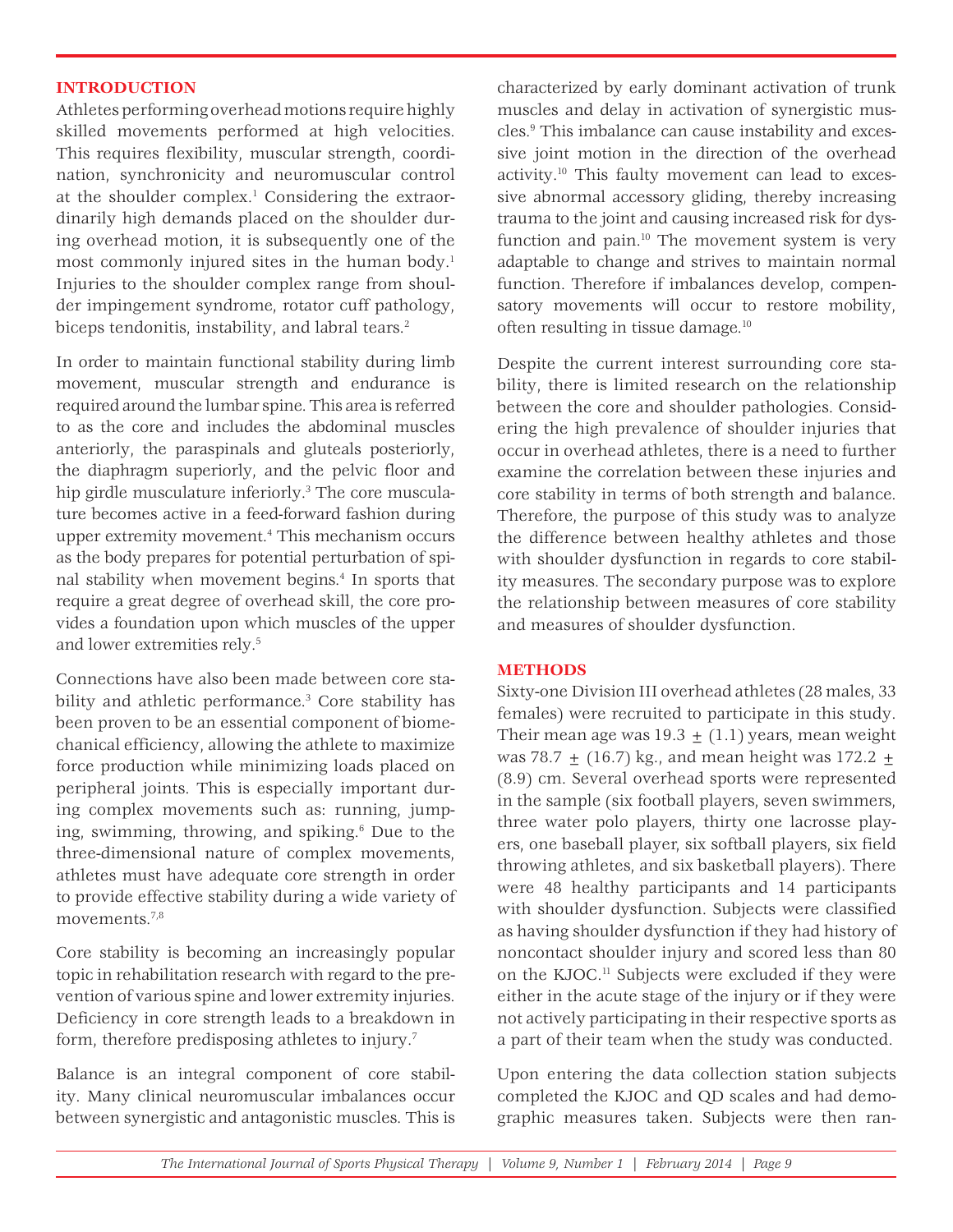## INTRODUCTION

Athletes performing overhead motions require highly skilled movements performed at high velocities. This requires flexibility, muscular strength, coordination, synchronicity and neuromuscular control at the shoulder complex.[1] Considering the extraordinarily high demands placed on the shoulder during overhead motion, it is subsequently one of the most commonly injured sites in the human body.[1] Injuries to the shoulder complex range from shoulder impingement syndrome, rotator cuff pathology, biceps tendonitis, instability, and labral tears.[2]

In order to maintain functional stability during limb movement, muscular strength and endurance is required around the lumbar spine. This area is referred to as the core and includes the abdominal muscles anteriorly, the paraspinals and gluteals posteriorly, the diaphragm superiorly, and the pelvic floor and hip girdle musculature inferiorly.[3] The core musculature becomes active in a feed-forward fashion during upper extremity movement.[4] This mechanism occurs as the body prepares for potential perturbation of spinal stability when movement begins.[4] In sports that require a great degree of overhead skill, the core provides a foundation upon which muscles of the upper and lower extremities rely.[5]

Connections have also been made between core stability and athletic performance.[3] Core stability has been proven to be an essential component of biomechanical efficiency, allowing the athlete to maximize force production while minimizing loads placed on peripheral joints. This is especially important during complex movements such as: running, jumping, swimming, throwing, and spiking.[6] Due to the three-dimensional nature of complex movements, athletes must have adequate core strength in order to provide effective stability during a wide variety of movements.[7,8]

Core stability is becoming an increasingly popular topic in rehabilitation research with regard to the prevention of various spine and lower extremity injuries. Deficiency in core strength leads to a breakdown in form, therefore predisposing athletes to injury.[7]

Balance is an integral component of core stability. Many clinical neuromuscular imbalances occur between synergistic and antagonistic muscles. This is characterized by early dominant activation of trunk muscles and delay in activation of synergistic muscles.[9] This imbalance can cause instability and excessive joint motion in the direction of the overhead activity.[10] This faulty movement can lead to excessive abnormal accessory gliding, thereby increasing trauma to the joint and causing increased risk for dysfunction and pain.[10] The movement system is very adaptable to change and strives to maintain normal function. Therefore if imbalances develop, compensatory movements will occur to restore mobility, often resulting in tissue damage.[10]

Despite the current interest surrounding core stability, there is limited research on the relationship between the core and shoulder pathologies. Considering the high prevalence of shoulder injuries that occur in overhead athletes, there is a need to further examine the correlation between these injuries and core stability in terms of both strength and balance. Therefore, the purpose of this study was to analyze the difference between healthy athletes and those with shoulder dysfunction in regards to core stability measures. The secondary purpose was to explore the relationship between measures of core stability and measures of shoulder dysfunction.

## METHODS

Sixty-one Division III overhead athletes (28 males, 33 females) were recruited to participate in this study. Their mean age was 19.3 $\pm$ (1.1) years, mean weight was 78.7 $\pm$ (16.7) kg., and mean height was 172.2 $\pm$ (8.9) cm. Several overhead sports were represented in the sample (six football players, seven swimmers, three water polo players, thirty one lacrosse players, one baseball player, six softball players, six field throwing athletes, and six basketball players). There were 48 healthy participants and 14 participants with shoulder dysfunction. Subjects were classified as having shoulder dysfunction if they had history of noncontact shoulder injury and scored less than 80 on the KJOC.[11] Subjects were excluded if they were either in the acute stage of the injury or if they were not actively participating in their respective sports as a part of their team when the study was conducted.

Upon entering the data collection station subjects completed the KJOC and QD scales and had demographic measures taken. Subjects were then ran-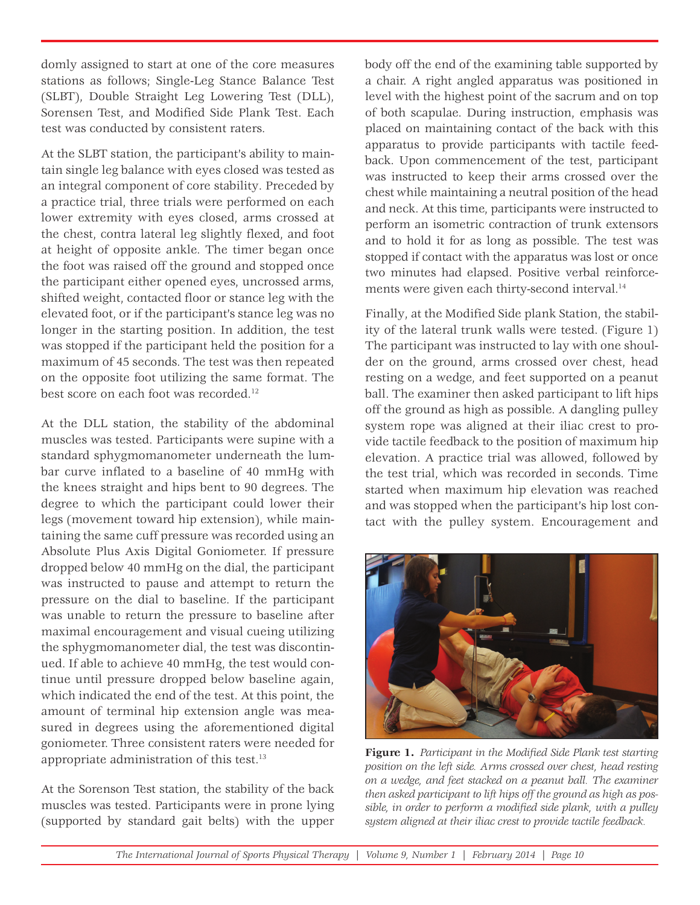domly assigned to start at one of the core measures stations as follows; Single-Leg Stance Balance Test (SLBT), Double Straight Leg Lowering Test (DLL), Sorensen Test, and Modified Side Plank Test. Each test was conducted by consistent raters.

At the SLBT station, the participant's ability to maintain single leg balance with eyes closed was tested as an integral component of core stability. Preceded by a practice trial, three trials were performed on each lower extremity with eyes closed, arms crossed at the chest, contra lateral leg slightly flexed, and foot at height of opposite ankle. The timer began once the foot was raised off the ground and stopped once the participant either opened eyes, uncrossed arms, shifted weight, contacted floor or stance leg with the elevated foot, or if the participant's stance leg was no longer in the starting position. In addition, the test was stopped if the participant held the position for a maximum of 45 seconds. The test was then repeated on the opposite foot utilizing the same format. The best score on each foot was recorded.[12]

At the DLL station, the stability of the abdominal muscles was tested. Participants were supine with a standard sphygmomanometer underneath the lumbar curve inflated to a baseline of 40 mmHg with the knees straight and hips bent to 90 degrees. The degree to which the participant could lower their legs (movement toward hip extension), while maintaining the same cuff pressure was recorded using an Absolute Plus Axis Digital Goniometer. If pressure dropped below 40 mmHg on the dial, the participant was instructed to pause and attempt to return the pressure on the dial to baseline. If the participant was unable to return the pressure to baseline after maximal encouragement and visual cueing utilizing the sphygmomanometer dial, the test was discontinued. If able to achieve 40 mmHg, the test would continue until pressure dropped below baseline again, which indicated the end of the test. At this point, the amount of terminal hip extension angle was measured in degrees using the aforementioned digital goniometer. Three consistent raters were needed for appropriate administration of this test.[13]

At the Sorenson Test station, the stability of the back muscles was tested. Participants were in prone lying (supported by standard gait belts) with the upper body off the end of the examining table supported by a chair. A right angled apparatus was positioned in level with the highest point of the sacrum and on top of both scapulae. During instruction, emphasis was placed on maintaining contact of the back with this apparatus to provide participants with tactile feedback. Upon commencement of the test, participant was instructed to keep their arms crossed over the chest while maintaining a neutral position of the head and neck. At this time, participants were instructed to perform an isometric contraction of trunk extensors and to hold it for as long as possible. The test was stopped if contact with the apparatus was lost or once two minutes had elapsed. Positive verbal reinforcements were given each thirty-second interval.[14]

Finally, at the Modified Side plank Station, the stability of the lateral trunk walls were tested. (Figure 1) The participant was instructed to lay with one shoulder on the ground, arms crossed over chest, head resting on a wedge, and feet supported on a peanut ball. The examiner then asked participant to lift hips off the ground as high as possible. A dangling pulley system rope was aligned at their iliac crest to provide tactile feedback to the position of maximum hip elevation. A practice trial was allowed, followed by the test trial, which was recorded in seconds. Time started when maximum hip elevation was reached and was stopped when the participant's hip lost contact with the pulley system. Encouragement and

**Figure 1.** *Participant in the Modified Side Plank test starting position on the left side. Arms crossed over chest, head resting on a wedge, and feet stacked on a peanut ball. The examiner then asked participant to lift hips off the ground as high as possible, in order to perform a modified side plank, with a pulley system aligned at their iliac crest to provide tactile feedback.*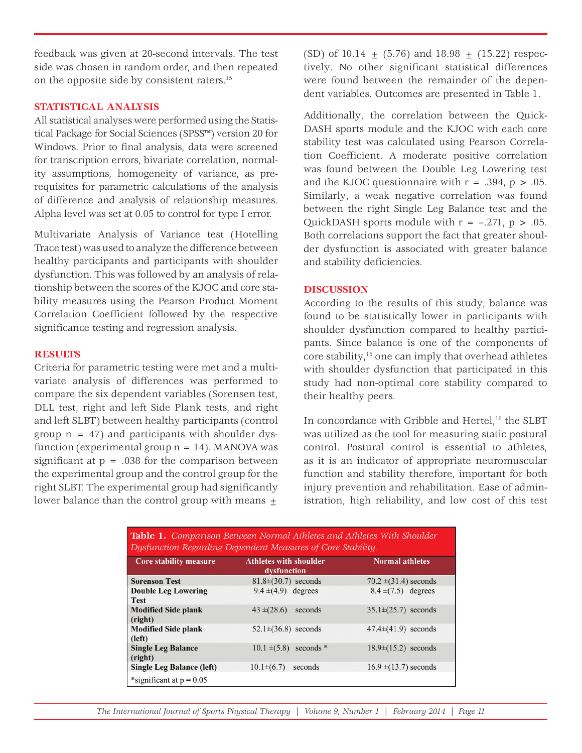feedback was given at 20-second intervals. The test side was chosen in random order, and then repeated on the opposite side by consistent raters.[15]

## STATISTICAL ANALYSIS

All statistical analyses were performed using the Statistical Package for Social Sciences (SPSS™) version 20 for Windows. Prior to final analysis, data were screened for transcription errors, bivariate correlation, normality assumptions, homogeneity of variance, as prerequisites for parametric calculations of the analysis of difference and analysis of relationship measures. Alpha level was set at 0.05 to control for type I error.

Multivariate Analysis of Variance test (Hotelling Trace test) was used to analyze the difference between healthy participants and participants with shoulder dysfunction. This was followed by an analysis of relationship between the scores of the KJOC and core stability measures using the Pearson Product Moment Correlation Coefficient followed by the respective significance testing and regression analysis.

## RESULTS

Criteria for parametric testing were met and a multivariate analysis of differences was performed to compare the six dependent variables (Sorensen test, DLL test, right and left Side Plank tests, and right and left SLBT) between healthy participants (control group n = 47) and participants with shoulder dysfunction (experimental group n = 14). MANOVA was significant at p = .038 for the comparison between the experimental group and the control group for the right SLBT. The experimental group had significantly lower balance than the control group with means ± (SD) of 10.14 ± (5.76) and 18.98 ± (15.22) respectively. No other significant statistical differences were found between the remainder of the dependent variables. Outcomes are presented in Table 1.

Additionally, the correlation between the QuickDASH sports module and the KJOC with each core stability test was calculated using Pearson Correlation Coefficient. A moderate positive correlation was found between the Double Leg Lowering test and the KJOC questionnaire with $r = .394$, $p > .05$. Similarly, a weak negative correlation was found between the right Single Leg Balance test and the QuickDASH sports module with $r = -.271$, $p > .05$. Both correlations support the fact that greater shoulder dysfunction is associated with greater balance and stability deficiencies.

## DISCUSSION

According to the results of this study, balance was found to be statistically lower in participants with shoulder dysfunction compared to healthy participants. Since balance is one of the components of core stability,[16] one can imply that overhead athletes with shoulder dysfunction that participated in this study had non-optimal core stability compared to their healthy peers.

In concordance with Gribble and Hertel,[16] the SLBT was utilized as the tool for measuring static postural control. Postural control is essential to athletes, as it is an indicator of appropriate neuromuscular function and stability therefore, important for both injury prevention and rehabilitation. Ease of administration, high reliability, and low cost of this test

**Table 1.** *Comparison Between Normal Athletes and Athletes With Shoulder Dysfunction Regarding Dependent Measures of Core Stability.*

| Core stability measure | Athletes with shoulder dysfunction | Normal athletes |
|---|---|---|
| **Sorenson Test** | 81.8±(30.7) seconds | 70.2 ±(31.4) seconds |
| **Double Leg Lowering Test** | 9.4 ±(4.9) degrees | 8.4 ±(7.5) degrees |
| **Modified Side plank (right)** | 43 ±(28.6) seconds | 35.1±(25.7) seconds |
| **Modified Side plank (left)** | 52.1±(36.8) seconds | 47.4±(41.9) seconds |
| **Single Leg Balance (right)** | 10.1 ±(5.8) seconds * | 18.9±(15.2) seconds |
| **Single Leg Balance (left)** | 10.1±(6.7) seconds | 16.9 ±(13.7) seconds |

*significant at p = 0.05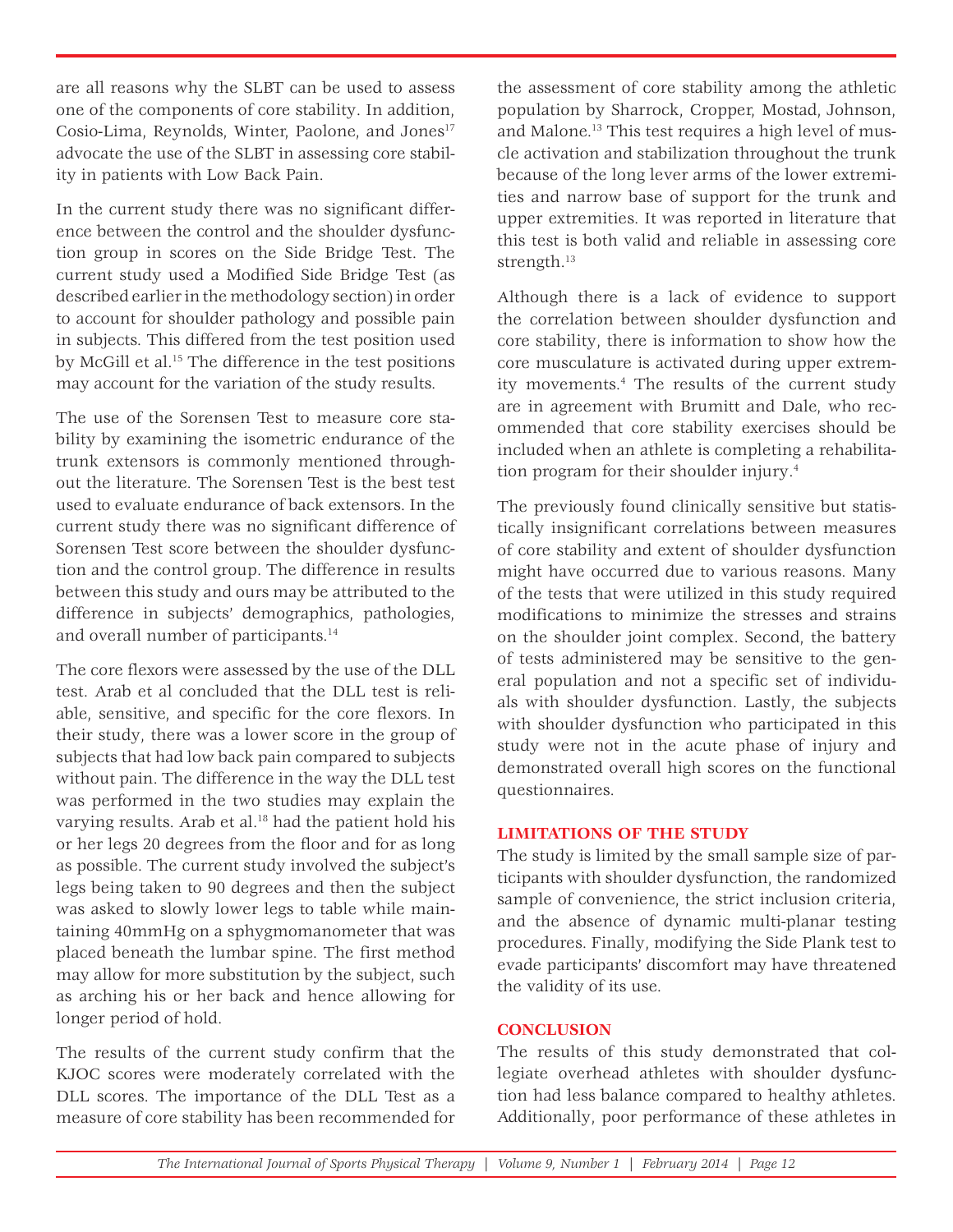are all reasons why the SLBT can be used to assess one of the components of core stability. In addition, Cosio-Lima, Reynolds, Winter, Paolone, and Jones[17] advocate the use of the SLBT in assessing core stability in patients with Low Back Pain.

In the current study there was no significant difference between the control and the shoulder dysfunction group in scores on the Side Bridge Test. The current study used a Modified Side Bridge Test (as described earlier in the methodology section) in order to account for shoulder pathology and possible pain in subjects. This differed from the test position used by McGill et al.[15] The difference in the test positions may account for the variation of the study results.

The use of the Sorensen Test to measure core stability by examining the isometric endurance of the trunk extensors is commonly mentioned throughout the literature. The Sorensen Test is the best test used to evaluate endurance of back extensors. In the current study there was no significant difference of Sorensen Test score between the shoulder dysfunction and the control group. The difference in results between this study and ours may be attributed to the difference in subjects' demographics, pathologies, and overall number of participants.[14]

The core flexors were assessed by the use of the DLL test. Arab et al concluded that the DLL test is reliable, sensitive, and specific for the core flexors. In their study, there was a lower score in the group of subjects that had low back pain compared to subjects without pain. The difference in the way the DLL test was performed in the two studies may explain the varying results. Arab et al.[18] had the patient hold his or her legs 20 degrees from the floor and for as long as possible. The current study involved the subject's legs being taken to 90 degrees and then the subject was asked to slowly lower legs to table while maintaining 40mmHg on a sphygmomanometer that was placed beneath the lumbar spine. The first method may allow for more substitution by the subject, such as arching his or her back and hence allowing for longer period of hold.

The results of the current study confirm that the KJOC scores were moderately correlated with the DLL scores. The importance of the DLL Test as a measure of core stability has been recommended for the assessment of core stability among the athletic population by Sharrock, Cropper, Mostad, Johnson, and Malone.[13] This test requires a high level of muscle activation and stabilization throughout the trunk because of the long lever arms of the lower extremities and narrow base of support for the trunk and upper extremities. It was reported in literature that this test is both valid and reliable in assessing core strength.[13]

Although there is a lack of evidence to support the correlation between shoulder dysfunction and core stability, there is information to show how the core musculature is activated during upper extremity movements.[4] The results of the current study are in agreement with Brumitt and Dale, who recommended that core stability exercises should be included when an athlete is completing a rehabilitation program for their shoulder injury.[4]

The previously found clinically sensitive but statistically insignificant correlations between measures of core stability and extent of shoulder dysfunction might have occurred due to various reasons. Many of the tests that were utilized in this study required modifications to minimize the stresses and strains on the shoulder joint complex. Second, the battery of tests administered may be sensitive to the general population and not a specific set of individuals with shoulder dysfunction. Lastly, the subjects with shoulder dysfunction who participated in this study were not in the acute phase of injury and demonstrated overall high scores on the functional questionnaires.

## LIMITATIONS OF THE STUDY

The study is limited by the small sample size of participants with shoulder dysfunction, the randomized sample of convenience, the strict inclusion criteria, and the absence of dynamic multi-planar testing procedures. Finally, modifying the Side Plank test to evade participants' discomfort may have threatened the validity of its use.

## CONCLUSION

The results of this study demonstrated that collegiate overhead athletes with shoulder dysfunction had less balance compared to healthy athletes. Additionally, poor performance of these athletes in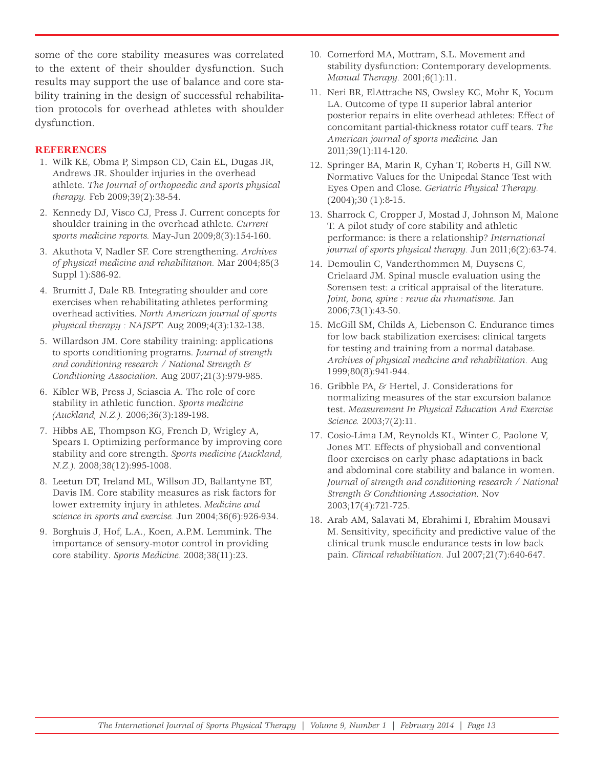some of the core stability measures was correlated to the extent of their shoulder dysfunction. Such results may support the use of balance and core stability training in the design of successful rehabilitation protocols for overhead athletes with shoulder dysfunction.

## REFERENCES

1. Wilk KE, Obma P, Simpson CD, Cain EL, Dugas JR, Andrews JR. Shoulder injuries in the overhead athlete. *The Journal of orthopaedic and sports physical therapy.* Feb 2009;39(2):38-54.
2. Kennedy DJ, Visco CJ, Press J. Current concepts for shoulder training in the overhead athlete. *Current sports medicine reports.* May-Jun 2009;8(3):154-160.
3. Akuthota V, Nadler SF. Core strengthening. *Archives of physical medicine and rehabilitation.* Mar 2004;85(3 Suppl 1):S86-92.
4. Brumitt J, Dale RB. Integrating shoulder and core exercises when rehabilitating athletes performing overhead activities. *North American journal of sports physical therapy : NAJSPT.* Aug 2009;4(3):132-138.
5. Willardson JM. Core stability training: applications to sports conditioning programs. *Journal of strength and conditioning research / National Strength & Conditioning Association.* Aug 2007;21(3):979-985.
6. Kibler WB, Press J, Sciascia A. The role of core stability in athletic function. *Sports medicine (Auckland, N.Z.).* 2006;36(3):189-198.
7. Hibbs AE, Thompson KG, French D, Wrigley A, Spears I. Optimizing performance by improving core stability and core strength. *Sports medicine (Auckland, N.Z.).* 2008;38(12):995-1008.
8. Leetun DT, Ireland ML, Willson JD, Ballantyne BT, Davis IM. Core stability measures as risk factors for lower extremity injury in athletes. *Medicine and science in sports and exercise.* Jun 2004;36(6):926-934.
9. Borghuis J, Hof, L.A., Koen, A.P.M. Lemmink. The importance of sensory-motor control in providing core stability. *Sports Medicine.* 2008;38(11):23.
10. Comerford MA, Mottram, S.L. Movement and stability dysfunction: Contemporary developments. *Manual Therapy.* 2001;6(1):11.
11. Neri BR, ElAttrache NS, Owsley KC, Mohr K, Yocum LA. Outcome of type II superior labral anterior posterior repairs in elite overhead athletes: Effect of concomitant partial-thickness rotator cuff tears. *The American journal of sports medicine.* Jan 2011;39(1):114-120.
12. Springer BA, Marin R, Cyhan T, Roberts H, Gill NW. Normative Values for the Unipedal Stance Test with Eyes Open and Close. *Geriatric Physical Therapy.* (2004);30 (1):8-15.
13. Sharrock C, Cropper J, Mostad J, Johnson M, Malone T. A pilot study of core stability and athletic performance: is there a relationship? *International journal of sports physical therapy.* Jun 2011;6(2):63-74.
14. Demoulin C, Vanderthommen M, Duysens C, Crielaard JM. Spinal muscle evaluation using the Sorensen test: a critical appraisal of the literature. *Joint, bone, spine : revue du rhumatisme.* Jan 2006;73(1):43-50.
15. McGill SM, Childs A, Liebenson C. Endurance times for low back stabilization exercises: clinical targets for testing and training from a normal database. *Archives of physical medicine and rehabilitation.* Aug 1999;80(8):941-944.
16. Gribble PA, & Hertel, J. Considerations for normalizing measures of the star excursion balance test. *Measurement In Physical Education And Exercise Science.* 2003;7(2):11.
17. Cosio-Lima LM, Reynolds KL, Winter C, Paolone V, Jones MT. Effects of physioball and conventional floor exercises on early phase adaptations in back and abdominal core stability and balance in women. *Journal of strength and conditioning research / National Strength & Conditioning Association.* Nov 2003;17(4):721-725.
18. Arab AM, Salavati M, Ebrahimi I, Ebrahim Mousavi M. Sensitivity, specificity and predictive value of the clinical trunk muscle endurance tests in low back pain. *Clinical rehabilitation.* Jul 2007;21(7):640-647.